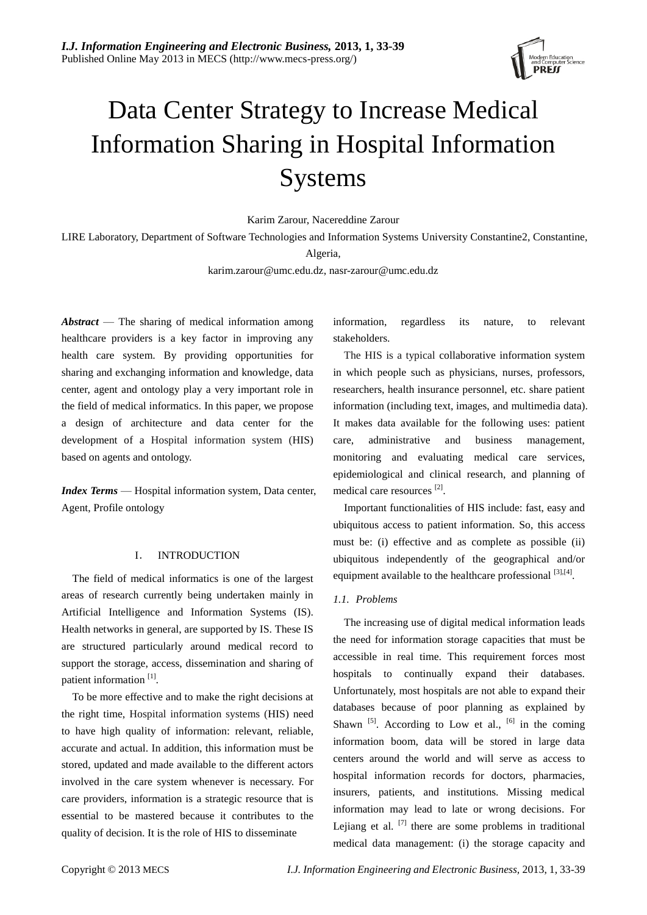# Data Center Strategy to Increase Medical Information Sharing in Hospital Information Systems

Karim Zarour, Nacereddine Zarour

LIRE Laboratory, Department of Software Technologies and Information Systems University Constantine2, Constantine, Algeria,

karim.zarour@umc.edu.dz, nasr-zarour@umc.edu.dz

***Abstract*** — The sharing of medical information among healthcare providers is a key factor in improving any health care system. By providing opportunities for sharing and exchanging information and knowledge, data center, agent and ontology play a very important role in the field of medical informatics. In this paper, we propose a design of architecture and data center for the development of a Hospital information system (HIS) based on agents and ontology.

***Index Terms*** — Hospital information system, Data center, Agent, Profile ontology

## I. INTRODUCTION

The field of medical informatics is one of the largest areas of research currently being undertaken mainly in Artificial Intelligence and Information Systems (IS). Health networks in general, are supported by IS. These IS are structured particularly around medical record to support the storage, access, dissemination and sharing of patient information [1].

To be more effective and to make the right decisions at the right time, Hospital information systems (HIS) need to have high quality of information: relevant, reliable, accurate and actual. In addition, this information must be stored, updated and made available to the different actors involved in the care system whenever is necessary. For care providers, information is a strategic resource that is essential to be mastered because it contributes to the quality of decision. It is the role of HIS to disseminate information, regardless its nature, to relevant stakeholders.

The HIS is a typical collaborative information system in which people such as physicians, nurses, professors, researchers, health insurance personnel, etc. share patient information (including text, images, and multimedia data). It makes data available for the following uses: patient care, administrative and business management, monitoring and evaluating medical care services, epidemiological and clinical research, and planning of medical care resources [2].

Important functionalities of HIS include: fast, easy and ubiquitous access to patient information. So, this access must be: (i) effective and as complete as possible (ii) ubiquitous independently of the geographical and/or equipment available to the healthcare professional [3],[4].

### *1.1. Problems*

The increasing use of digital medical information leads the need for information storage capacities that must be accessible in real time. This requirement forces most hospitals to continually expand their databases. Unfortunately, most hospitals are not able to expand their databases because of poor planning as explained by Shawn [5]. According to Low et al., [6] in the coming information boom, data will be stored in large data centers around the world and will serve as access to hospital information records for doctors, pharmacies, insurers, patients, and institutions. Missing medical information may lead to late or wrong decisions. For Lejiang et al. [7] there are some problems in traditional medical data management: (i) the storage capacity and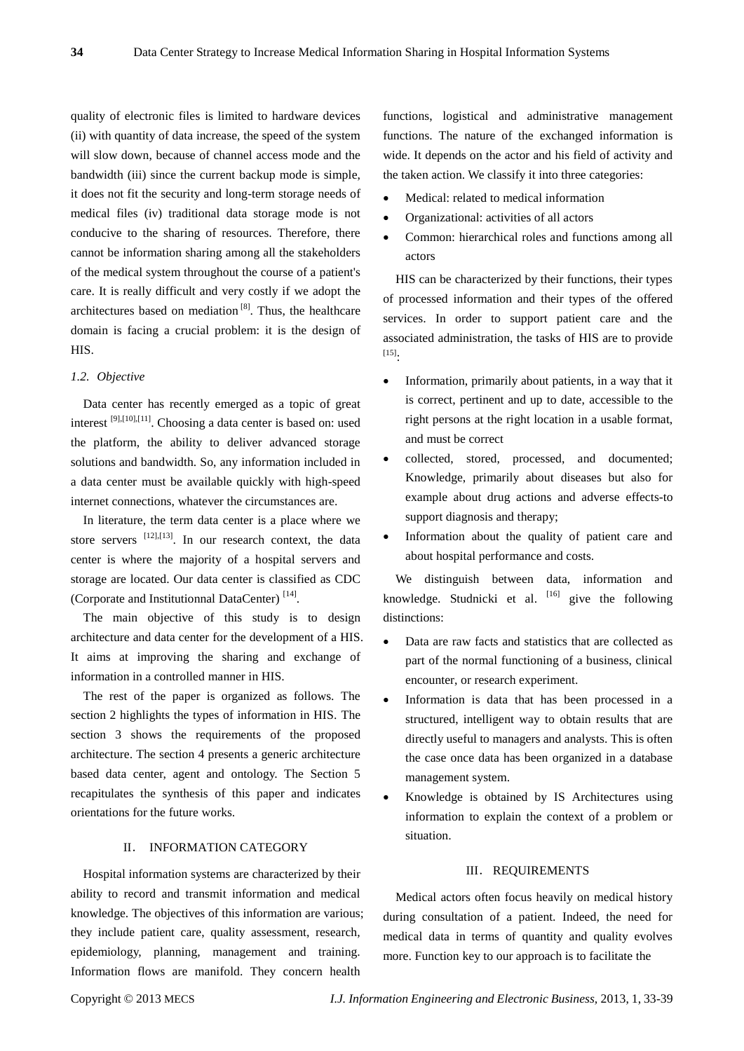quality of electronic files is limited to hardware devices (ii) with quantity of data increase, the speed of the system will slow down, because of channel access mode and the bandwidth (iii) since the current backup mode is simple, it does not fit the security and long-term storage needs of medical files (iv) traditional data storage mode is not conducive to the sharing of resources. Therefore, there cannot be information sharing among all the stakeholders of the medical system throughout the course of a patient's care. It is really difficult and very costly if we adopt the architectures based on mediation [8]. Thus, the healthcare domain is facing a crucial problem: it is the design of HIS.

### *1.2. Objective*

Data center has recently emerged as a topic of great interest [9],[10],[11]. Choosing a data center is based on: used the platform, the ability to deliver advanced storage solutions and bandwidth. So, any information included in a data center must be available quickly with high-speed internet connections, whatever the circumstances are.

In literature, the term data center is a place where we store servers [12],[13]. In our research context, the data center is where the majority of a hospital servers and storage are located. Our data center is classified as CDC (Corporate and Institutionnal DataCenter) [14].

The main objective of this study is to design architecture and data center for the development of a HIS. It aims at improving the sharing and exchange of information in a controlled manner in HIS.

The rest of the paper is organized as follows. The section 2 highlights the types of information in HIS. The section 3 shows the requirements of the proposed architecture. The section 4 presents a generic architecture based data center, agent and ontology. The Section 5 recapitulates the synthesis of this paper and indicates orientations for the future works.

## II. INFORMATION CATEGORY

Hospital information systems are characterized by their ability to record and transmit information and medical knowledge. The objectives of this information are various; they include patient care, quality assessment, research, epidemiology, planning, management and training. Information flows are manifold. They concern health functions, logistical and administrative management functions. The nature of the exchanged information is wide. It depends on the actor and his field of activity and the taken action. We classify it into three categories:

- Medical: related to medical information
- Organizational: activities of all actors
- Common: hierarchical roles and functions among all actors

HIS can be characterized by their functions, their types of processed information and their types of the offered services. In order to support patient care and the associated administration, the tasks of HIS are to provide [15]:

- Information, primarily about patients, in a way that it is correct, pertinent and up to date, accessible to the right persons at the right location in a usable format, and must be correct
- collected, stored, processed, and documented; Knowledge, primarily about diseases but also for example about drug actions and adverse effects-to support diagnosis and therapy;
- Information about the quality of patient care and about hospital performance and costs.

We distinguish between data, information and knowledge. Studnicki et al. [16] give the following distinctions:

- Data are raw facts and statistics that are collected as part of the normal functioning of a business, clinical encounter, or research experiment.
- Information is data that has been processed in a structured, intelligent way to obtain results that are directly useful to managers and analysts. This is often the case once data has been organized in a database management system.
- Knowledge is obtained by IS Architectures using information to explain the context of a problem or situation.

## III. REQUIREMENTS

Medical actors often focus heavily on medical history during consultation of a patient. Indeed, the need for medical data in terms of quantity and quality evolves more. Function key to our approach is to facilitate the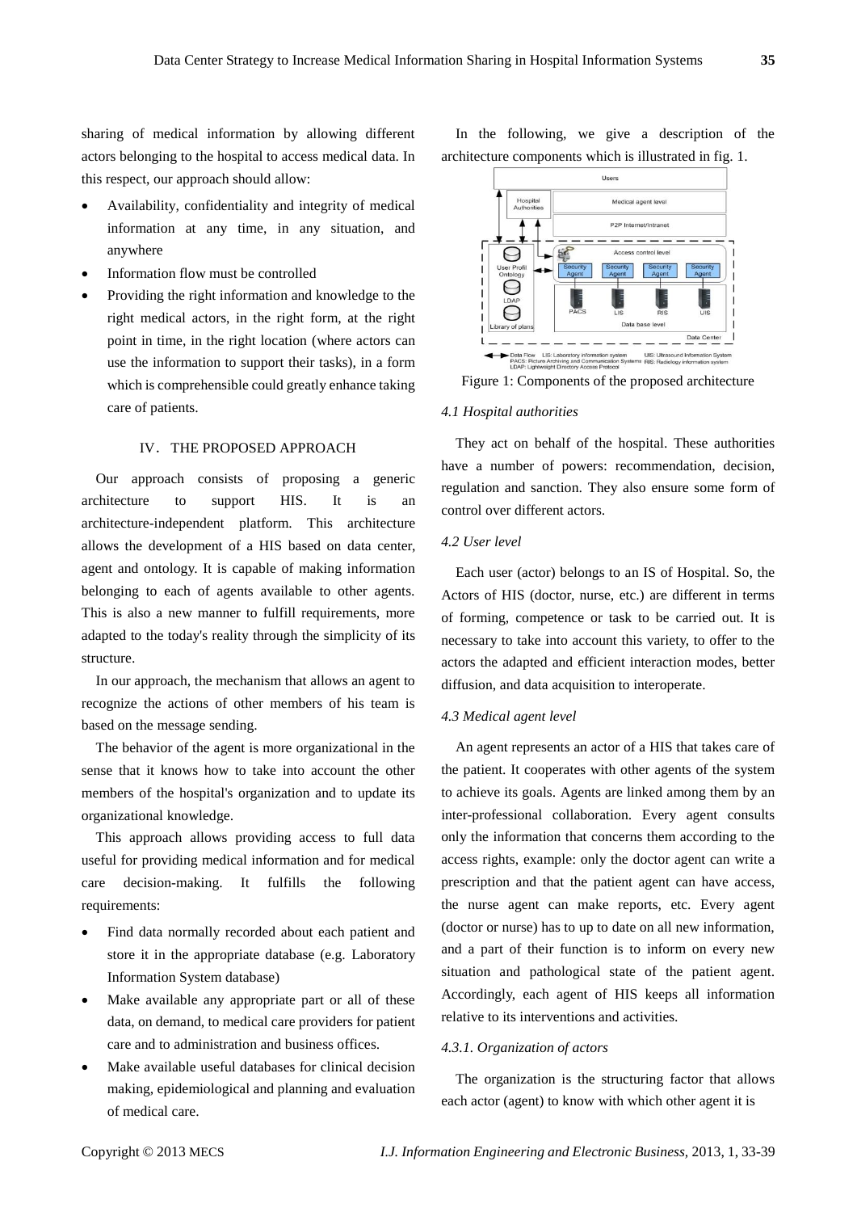sharing of medical information by allowing different actors belonging to the hospital to access medical data. In this respect, our approach should allow:

- Availability, confidentiality and integrity of medical information at any time, in any situation, and anywhere
- Information flow must be controlled
- Providing the right information and knowledge to the right medical actors, in the right form, at the right point in time, in the right location (where actors can use the information to support their tasks), in a form which is comprehensible could greatly enhance taking care of patients.

## IV. THE PROPOSED APPROACH

Our approach consists of proposing a generic architecture to support HIS. It is an architecture-independent platform. This architecture allows the development of a HIS based on data center, agent and ontology. It is capable of making information belonging to each of agents available to other agents. This is also a new manner to fulfill requirements, more adapted to the today's reality through the simplicity of its structure.

In our approach, the mechanism that allows an agent to recognize the actions of other members of his team is based on the message sending.

The behavior of the agent is more organizational in the sense that it knows how to take into account the other members of the hospital's organization and to update its organizational knowledge.

This approach allows providing access to full data useful for providing medical information and for medical care decision-making. It fulfills the following requirements:

- Find data normally recorded about each patient and store it in the appropriate database (e.g. Laboratory Information System database)
- Make available any appropriate part or all of these data, on demand, to medical care providers for patient care and to administration and business offices.
- Make available useful databases for clinical decision making, epidemiological and planning and evaluation of medical care.

In the following, we give a description of the architecture components which is illustrated in fig. 1.

Figure 1: Components of the proposed architecture

### *4.1 Hospital authorities*

They act on behalf of the hospital. These authorities have a number of powers: recommendation, decision, regulation and sanction. They also ensure some form of control over different actors.

### *4.2 User level*

Each user (actor) belongs to an IS of Hospital. So, the Actors of HIS (doctor, nurse, etc.) are different in terms of forming, competence or task to be carried out. It is necessary to take into account this variety, to offer to the actors the adapted and efficient interaction modes, better diffusion, and data acquisition to interoperate.

### *4.3 Medical agent level*

An agent represents an actor of a HIS that takes care of the patient. It cooperates with other agents of the system to achieve its goals. Agents are linked among them by an inter-professional collaboration. Every agent consults only the information that concerns them according to the access rights, example: only the doctor agent can write a prescription and that the patient agent can have access, the nurse agent can make reports, etc. Every agent (doctor or nurse) has to up to date on all new information, and a part of their function is to inform on every new situation and pathological state of the patient agent. Accordingly, each agent of HIS keeps all information relative to its interventions and activities.

#### *4.3.1. Organization of actors*

The organization is the structuring factor that allows each actor (agent) to know with which other agent it is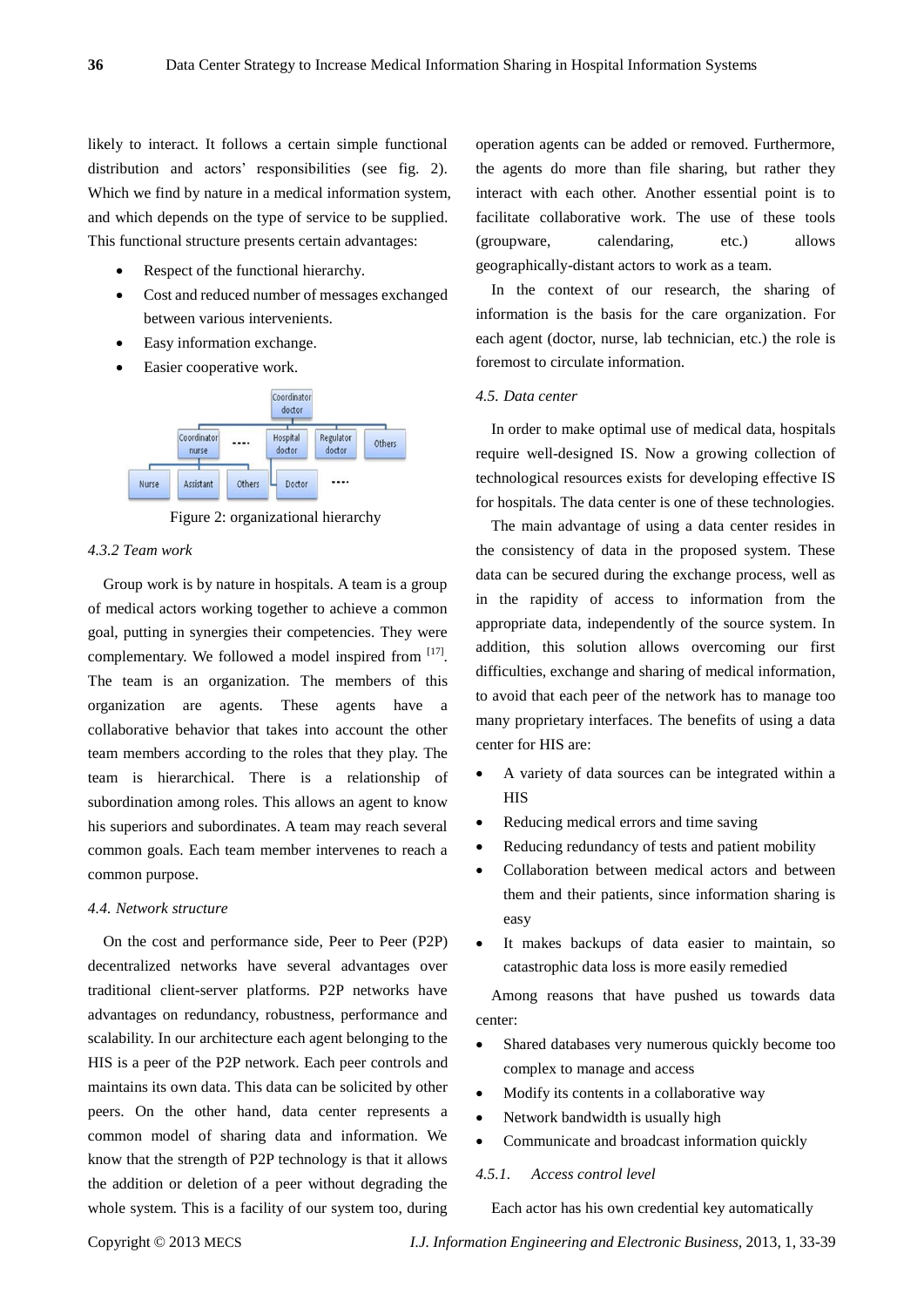likely to interact. It follows a certain simple functional distribution and actors' responsibilities (see fig. 2). Which we find by nature in a medical information system, and which depends on the type of service to be supplied. This functional structure presents certain advantages:

- Respect of the functional hierarchy.
- Cost and reduced number of messages exchanged between various intervenients.
- Easy information exchange.
- Easier cooperative work.

Figure 2: organizational hierarchy

#### 4.3.2 Team work

Group work is by nature in hospitals. A team is a group of medical actors working together to achieve a common goal, putting in synergies their competencies. They were complementary. We followed a model inspired from [17]. The team is an organization. The members of this organization are agents. These agents have a collaborative behavior that takes into account the other team members according to the roles that they play. The team is hierarchical. There is a relationship of subordination among roles. This allows an agent to know his superiors and subordinates. A team may reach several common goals. Each team member intervenes to reach a common purpose.

### 4.4. Network structure

On the cost and performance side, Peer to Peer (P2P) decentralized networks have several advantages over traditional client-server platforms. P2P networks have advantages on redundancy, robustness, performance and scalability. In our architecture each agent belonging to the HIS is a peer of the P2P network. Each peer controls and maintains its own data. This data can be solicited by other peers. On the other hand, data center represents a common model of sharing data and information. We know that the strength of P2P technology is that it allows the addition or deletion of a peer without degrading the whole system. This is a facility of our system too, during operation agents can be added or removed. Furthermore, the agents do more than file sharing, but rather they interact with each other. Another essential point is to facilitate collaborative work. The use of these tools (groupware, calendaring, etc.) allows geographically-distant actors to work as a team.

In the context of our research, the sharing of information is the basis for the care organization. For each agent (doctor, nurse, lab technician, etc.) the role is foremost to circulate information.

### 4.5. Data center

In order to make optimal use of medical data, hospitals require well-designed IS. Now a growing collection of technological resources exists for developing effective IS for hospitals. The data center is one of these technologies.

The main advantage of using a data center resides in the consistency of data in the proposed system. These data can be secured during the exchange process, well as in the rapidity of access to information from the appropriate data, independently of the source system. In addition, this solution allows overcoming our first difficulties, exchange and sharing of medical information, to avoid that each peer of the network has to manage too many proprietary interfaces. The benefits of using a data center for HIS are:

- A variety of data sources can be integrated within a HIS
- Reducing medical errors and time saving
- Reducing redundancy of tests and patient mobility
- Collaboration between medical actors and between them and their patients, since information sharing is easy
- It makes backups of data easier to maintain, so catastrophic data loss is more easily remedied

Among reasons that have pushed us towards data center:

- Shared databases very numerous quickly become too complex to manage and access
- Modify its contents in a collaborative way
- Network bandwidth is usually high
- Communicate and broadcast information quickly

#### 4.5.1. Access control level

Each actor has his own credential key automatically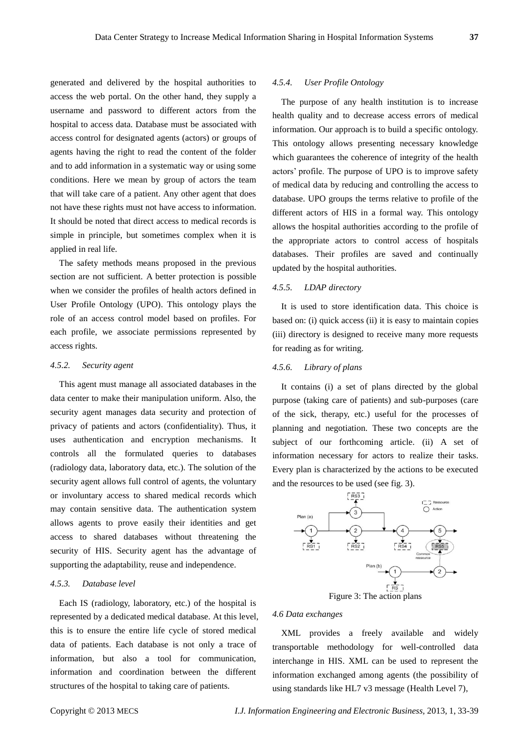generated and delivered by the hospital authorities to access the web portal. On the other hand, they supply a username and password to different actors from the hospital to access data. Database must be associated with access control for designated agents (actors) or groups of agents having the right to read the content of the folder and to add information in a systematic way or using some conditions. Here we mean by group of actors the team that will take care of a patient. Any other agent that does not have these rights must not have access to information. It should be noted that direct access to medical records is simple in principle, but sometimes complex when it is applied in real life.

The safety methods means proposed in the previous section are not sufficient. A better protection is possible when we consider the profiles of health actors defined in User Profile Ontology (UPO). This ontology plays the role of an access control model based on profiles. For each profile, we associate permissions represented by access rights.

#### *4.5.2. Security agent*

This agent must manage all associated databases in the data center to make their manipulation uniform. Also, the security agent manages data security and protection of privacy of patients and actors (confidentiality). Thus, it uses authentication and encryption mechanisms. It controls all the formulated queries to databases (radiology data, laboratory data, etc.). The solution of the security agent allows full control of agents, the voluntary or involuntary access to shared medical records which may contain sensitive data. The authentication system allows agents to prove easily their identities and get access to shared databases without threatening the security of HIS. Security agent has the advantage of supporting the adaptability, reuse and independence.

#### *4.5.3. Database level*

Each IS (radiology, laboratory, etc.) of the hospital is represented by a dedicated medical database. At this level, this is to ensure the entire life cycle of stored medical data of patients. Each database is not only a trace of information, but also a tool for communication, information and coordination between the different structures of the hospital to taking care of patients.

#### *4.5.4. User Profile Ontology*

The purpose of any health institution is to increase health quality and to decrease access errors of medical information. Our approach is to build a specific ontology. This ontology allows presenting necessary knowledge which guarantees the coherence of integrity of the health actors' profile. The purpose of UPO is to improve safety of medical data by reducing and controlling the access to database. UPO groups the terms relative to profile of the different actors of HIS in a formal way. This ontology allows the hospital authorities according to the profile of the appropriate actors to control access of hospitals databases. Their profiles are saved and continually updated by the hospital authorities.

#### *4.5.5. LDAP directory*

It is used to store identification data. This choice is based on: (i) quick access (ii) it is easy to maintain copies (iii) directory is designed to receive many more requests for reading as for writing.

#### *4.5.6. Library of plans*

It contains (i) a set of plans directed by the global purpose (taking care of patients) and sub-purposes (care of the sick, therapy, etc.) useful for the processes of planning and negotiation. These two concepts are the subject of our forthcoming article. (ii) A set of information necessary for actors to realize their tasks. Every plan is characterized by the actions to be executed and the resources to be used (see fig. 3).

Figure 3: The action plans

### *4.6 Data exchanges*

XML provides a freely available and widely transportable methodology for well-controlled data interchange in HIS. XML can be used to represent the information exchanged among agents (the possibility of using standards like HL7 v3 message (Health Level 7),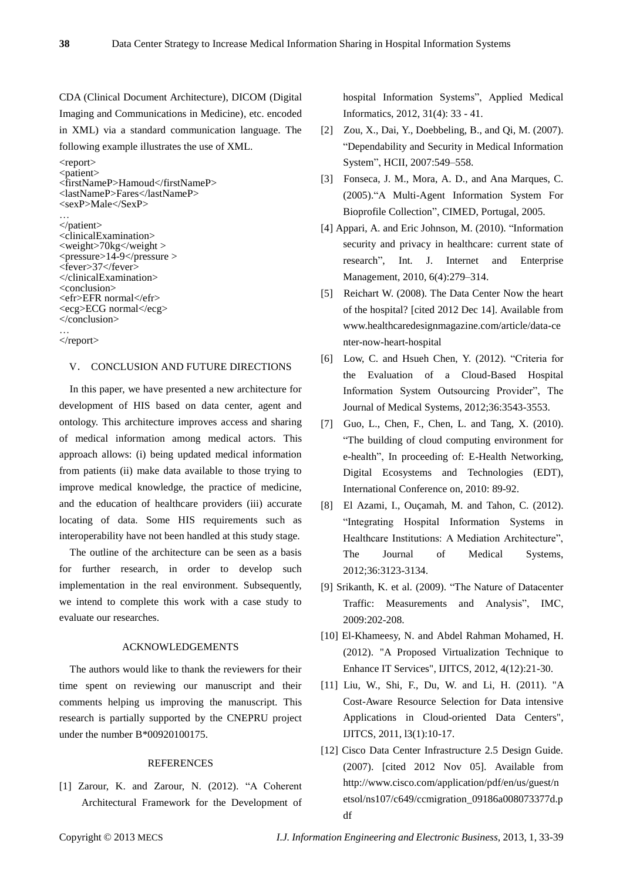CDA (Clinical Document Architecture), DICOM (Digital Imaging and Communications in Medicine), etc. encoded in XML) via a standard communication language. The following example illustrates the use of XML.

```
<report>
<patient>
<firstNameP>Hamoud</firstNameP>
<lastNameP>Fares</lastNameP>
<sexP>Male</SexP>
…
</patient>
<clinicalExamination>
<weight>70kg</weight >
<pressure>14-9</pressure >
<fever>37</fever>
</clinicalExamination>
<conclusion>
<efr>EFR normal</efr>
<ecg>ECG normal</ecg>
</conclusion>
…
</report>
```

## V. CONCLUSION AND FUTURE DIRECTIONS

In this paper, we have presented a new architecture for development of HIS based on data center, agent and ontology. This architecture improves access and sharing of medical information among medical actors. This approach allows: (i) being updated medical information from patients (ii) make data available to those trying to improve medical knowledge, the practice of medicine, and the education of healthcare providers (iii) accurate locating of data. Some HIS requirements such as interoperability have not been handled at this study stage.

The outline of the architecture can be seen as a basis for further research, in order to develop such implementation in the real environment. Subsequently, we intend to complete this work with a case study to evaluate our researches.

## ACKNOWLEDGEMENTS

The authors would like to thank the reviewers for their time spent on reviewing our manuscript and their comments helping us improving the manuscript. This research is partially supported by the CNEPRU project under the number B*00920100175.

## REFERENCES

[1] Zarour, K. and Zarour, N. (2012). "A Coherent Architectural Framework for the Development of hospital Information Systems", Applied Medical Informatics, 2012, 31(4): 33 - 41.

[2] Zou, X., Dai, Y., Doebbeling, B., and Qi, M. (2007). "Dependability and Security in Medical Information System", HCII, 2007:549–558.

[3] Fonseca, J. M., Mora, A. D., and Ana Marques, C. (2005)."A Multi-Agent Information System For Bioprofile Collection", CIMED, Portugal, 2005.

[4] Appari, A. and Eric Johnson, M. (2010). "Information security and privacy in healthcare: current state of research", Int. J. Internet and Enterprise Management, 2010, 6(4):279–314.

[5] Reichart W. (2008). The Data Center Now the heart of the hospital? [cited 2012 Dec 14]. Available from www.healthcaredesignmagazine.com/article/data-center-now-heart-hospital

[6] Low, C. and Hsueh Chen, Y. (2012). "Criteria for the Evaluation of a Cloud-Based Hospital Information System Outsourcing Provider", The Journal of Medical Systems, 2012;36:3543-3553.

[7] Guo, L., Chen, F., Chen, L. and Tang, X. (2010). "The building of cloud computing environment for e-health", In proceeding of: E-Health Networking, Digital Ecosystems and Technologies (EDT), International Conference on, 2010: 89-92.

[8] El Azami, I., Ouçamah, M. and Tahon, C. (2012). "Integrating Hospital Information Systems in Healthcare Institutions: A Mediation Architecture", The Journal of Medical Systems, 2012;36:3123-3134.

[9] Srikanth, K. et al. (2009). "The Nature of Datacenter Traffic: Measurements and Analysis", IMC, 2009:202-208.

[10] El-Khameesy, N. and Abdel Rahman Mohamed, H. (2012). "A Proposed Virtualization Technique to Enhance IT Services", IJITCS, 2012, 4(12):21-30.

[11] Liu, W., Shi, F., Du, W. and Li, H. (2011). "A Cost-Aware Resource Selection for Data intensive Applications in Cloud-oriented Data Centers", IJITCS, 2011, l3(1):10-17.

[12] Cisco Data Center Infrastructure 2.5 Design Guide. (2007). [cited 2012 Nov 05]. Available from http://www.cisco.com/application/pdf/en/us/guest/netsol/ns107/c649/ccmigration_09186a008073377d.pdf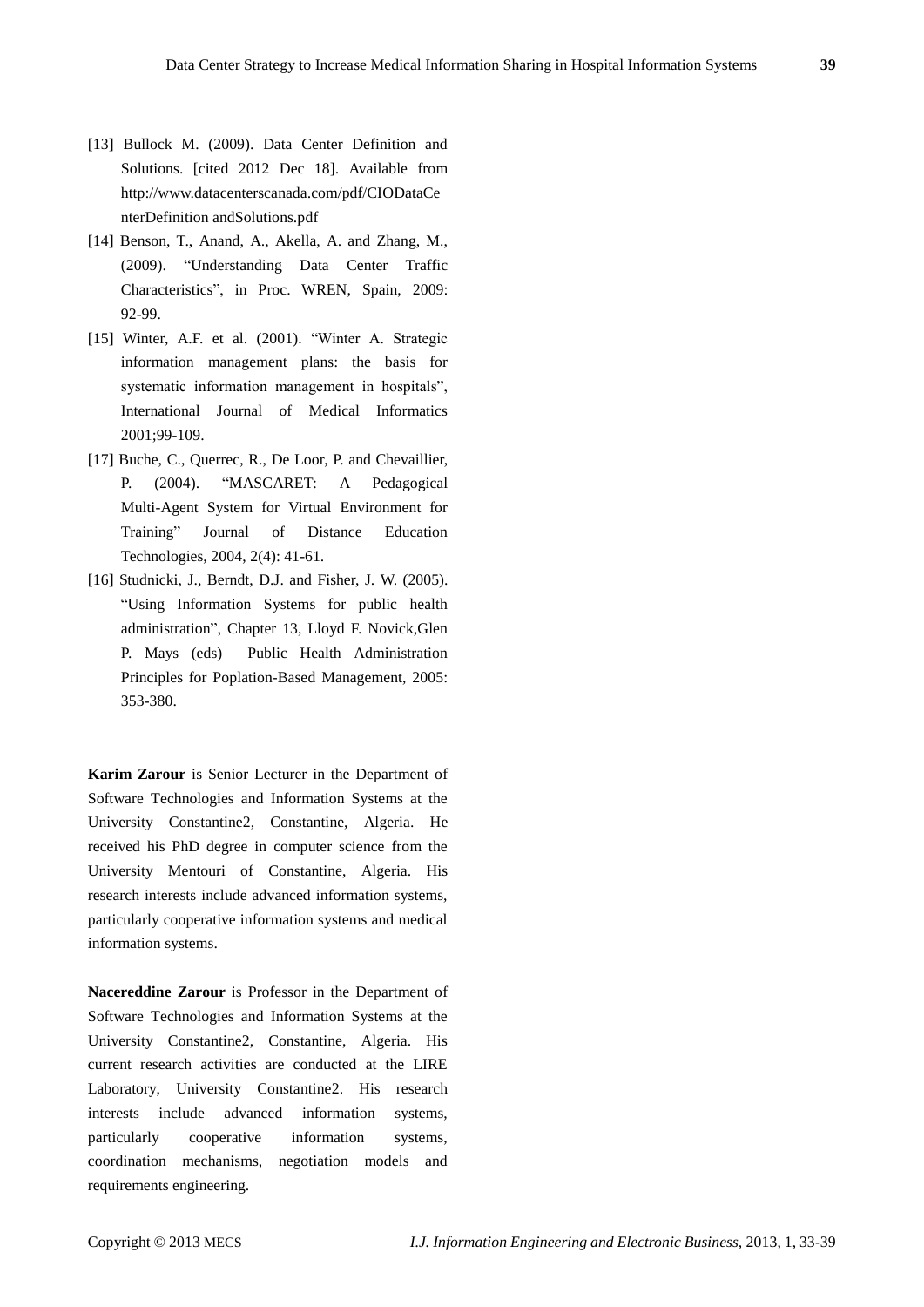[13] Bullock M. (2009). Data Center Definition and Solutions. [cited 2012 Dec 18]. Available from http://www.datacenterscanada.com/pdf/CIODataCenterDefinition andSolutions.pdf

[14] Benson, T., Anand, A., Akella, A. and Zhang, M., (2009). "Understanding Data Center Traffic Characteristics", in Proc. WREN, Spain, 2009: 92-99.

[15] Winter, A.F. et al. (2001). "Winter A. Strategic information management plans: the basis for systematic information management in hospitals", International Journal of Medical Informatics 2001;99-109.

[17] Buche, C., Querrec, R., De Loor, P. and Chevaillier, P. (2004). "MASCARET: A Pedagogical Multi-Agent System for Virtual Environment for Training" Journal of Distance Education Technologies, 2004, 2(4): 41-61.

[16] Studnicki, J., Berndt, D.J. and Fisher, J. W. (2005). "Using Information Systems for public health administration", Chapter 13, Lloyd F. Novick,Glen P. Mays (eds) Public Health Administration Principles for Poplation-Based Management, 2005: 353-380.

**Karim Zarour** is Senior Lecturer in the Department of Software Technologies and Information Systems at the University Constantine2, Constantine, Algeria. He received his PhD degree in computer science from the University Mentouri of Constantine, Algeria. His research interests include advanced information systems, particularly cooperative information systems and medical information systems.

**Nacereddine Zarour** is Professor in the Department of Software Technologies and Information Systems at the University Constantine2, Constantine, Algeria. His current research activities are conducted at the LIRE Laboratory, University Constantine2. His research interests include advanced information systems, particularly cooperative information systems, coordination mechanisms, negotiation models and requirements engineering.